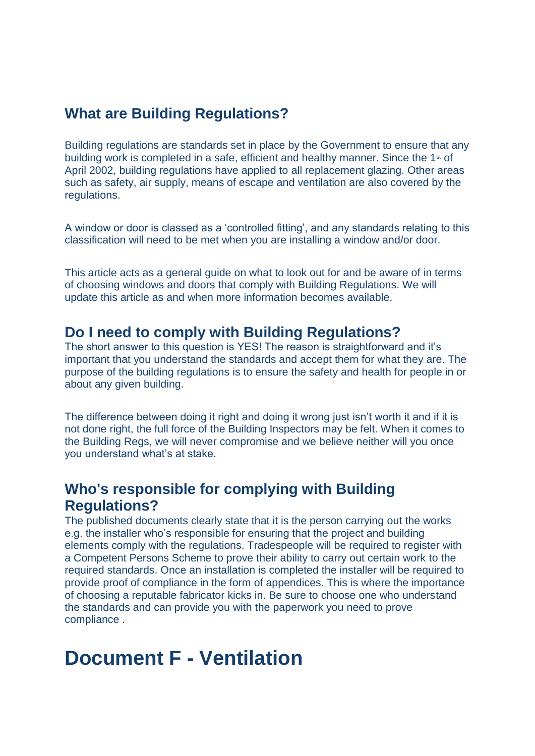## What are Building Regulations?

Building regulations are standards set in place by the Government to ensure that any building work is completed in a safe, efficient and healthy manner. Since the 1st of April 2002, building regulations have applied to all replacement glazing. Other areas such as safety, air supply, means of escape and ventilation are also covered by the regulations.

A window or door is classed as a 'controlled fitting', and any standards relating to this classification will need to be met when you are installing a window and/or door.

This article acts as a general guide on what to look out for and be aware of in terms of choosing windows and doors that comply with Building Regulations. We will update this article as and when more information becomes available.

## Do I need to comply with Building Regulations?

The short answer to this question is YES! The reason is straightforward and it's important that you understand the standards and accept them for what they are. The purpose of the building regulations is to ensure the safety and health for people in or about any given building.

The difference between doing it right and doing it wrong just isn't worth it and if it is not done right, the full force of the Building Inspectors may be felt. When it comes to the Building Regs, we will never compromise and we believe neither will you once you understand what's at stake.

## Who's responsible for complying with Building Regulations?

The published documents clearly state that it is the person carrying out the works e.g. the installer who's responsible for ensuring that the project and building elements comply with the regulations. Tradespeople will be required to register with a Competent Persons Scheme to prove their ability to carry out certain work to the required standards. Once an installation is completed the installer will be required to provide proof of compliance in the form of appendices. This is where the importance of choosing a reputable fabricator kicks in. Be sure to choose one who understand the standards and can provide you with the paperwork you need to prove compliance .

# Document F - Ventilation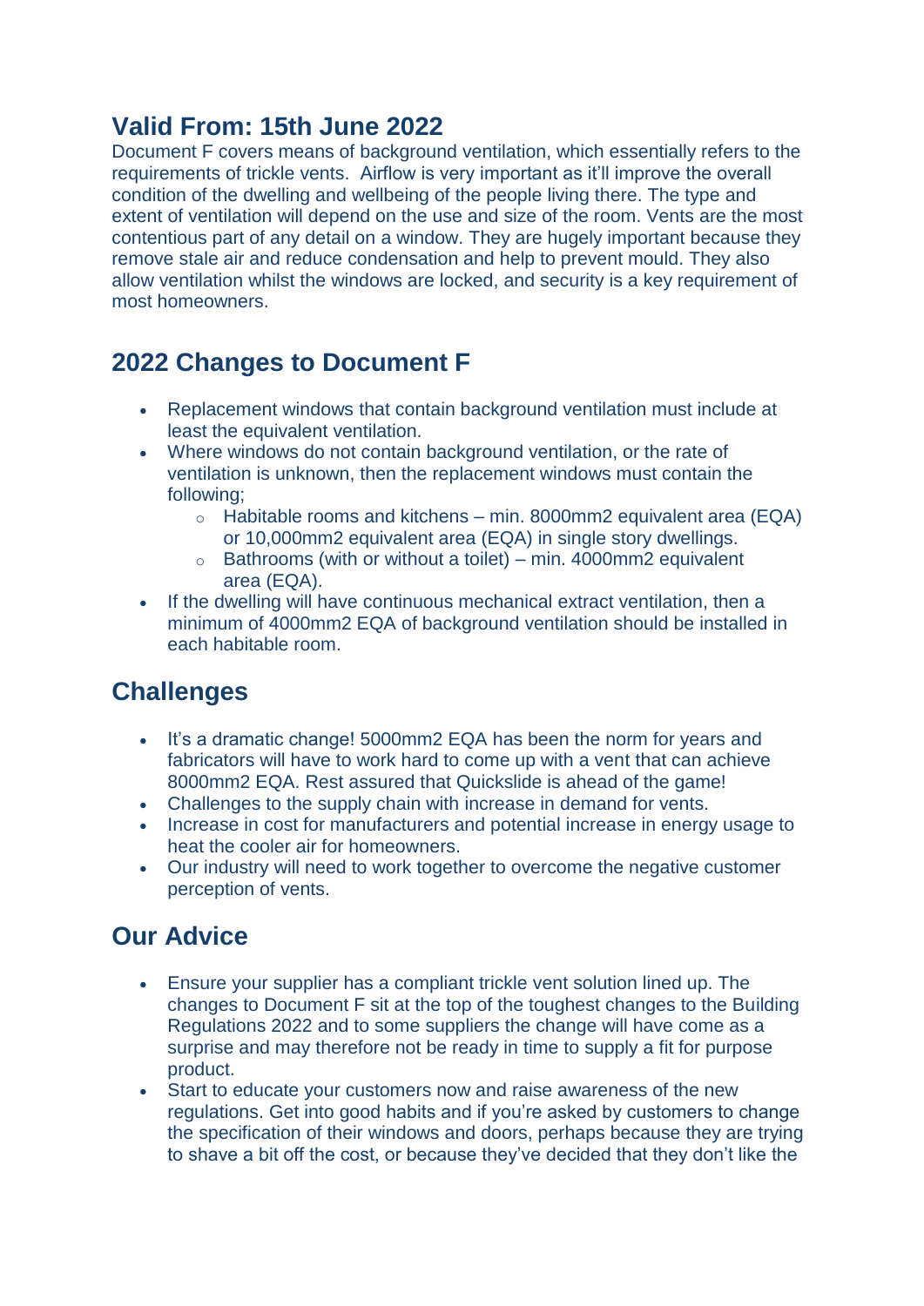## Valid From: 15th June 2022

Document F covers means of background ventilation, which essentially refers to the requirements of trickle vents. Airflow is very important as it'll improve the overall condition of the dwelling and wellbeing of the people living there. The type and extent of ventilation will depend on the use and size of the room. Vents are the most contentious part of any detail on a window. They are hugely important because they remove stale air and reduce condensation and help to prevent mould. They also allow ventilation whilst the windows are locked, and security is a key requirement of most homeowners.

## 2022 Changes to Document F

- Replacement windows that contain background ventilation must include at least the equivalent ventilation.
- Where windows do not contain background ventilation, or the rate of ventilation is unknown, then the replacement windows must contain the following;
    - Habitable rooms and kitchens – min. 8000mm2 equivalent area (EQA) or 10,000mm2 equivalent area (EQA) in single story dwellings.
    - Bathrooms (with or without a toilet) – min. 4000mm2 equivalent area (EQA).
- If the dwelling will have continuous mechanical extract ventilation, then a minimum of 4000mm2 EQA of background ventilation should be installed in each habitable room.

## Challenges

- It's a dramatic change! 5000mm2 EQA has been the norm for years and fabricators will have to work hard to come up with a vent that can achieve 8000mm2 EQA. Rest assured that Quickslide is ahead of the game!
- Challenges to the supply chain with increase in demand for vents.
- Increase in cost for manufacturers and potential increase in energy usage to heat the cooler air for homeowners.
- Our industry will need to work together to overcome the negative customer perception of vents.

## Our Advice

- Ensure your supplier has a compliant trickle vent solution lined up. The changes to Document F sit at the top of the toughest changes to the Building Regulations 2022 and to some suppliers the change will have come as a surprise and may therefore not be ready in time to supply a fit for purpose product.
- Start to educate your customers now and raise awareness of the new regulations. Get into good habits and if you're asked by customers to change the specification of their windows and doors, perhaps because they are trying to shave a bit off the cost, or because they've decided that they don't like the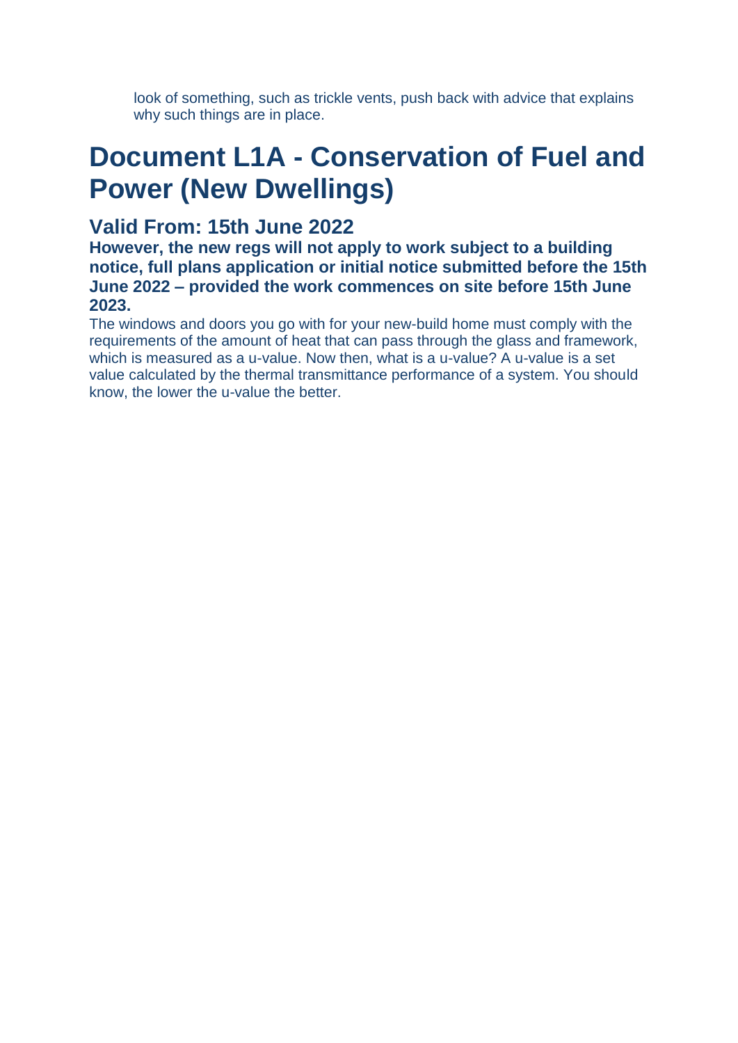look of something, such as trickle vents, push back with advice that explains why such things are in place.

# Document L1A - Conservation of Fuel and Power (New Dwellings)

## Valid From: 15th June 2022

### However, the new regs will not apply to work subject to a building notice, full plans application or initial notice submitted before the 15th June 2022 – provided the work commences on site before 15th June 2023.

The windows and doors you go with for your new-build home must comply with the requirements of the amount of heat that can pass through the glass and framework, which is measured as a u-value. Now then, what is a u-value? A u-value is a set value calculated by the thermal transmittance performance of a system. You should know, the lower the u-value the better.